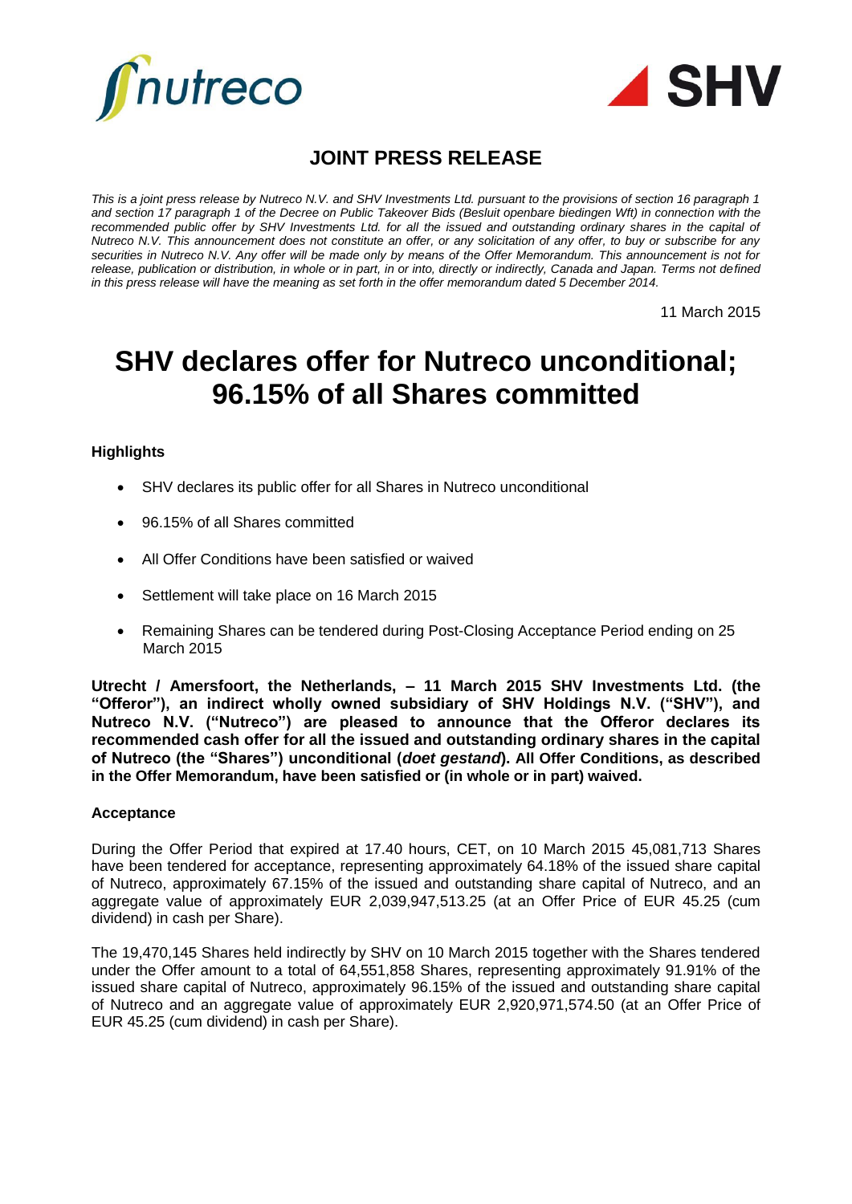# JOINT PRESS RELEASE

*This is a joint press release by Nutreco N.V. and SHV Investments Ltd. pursuant to the provisions of section 16 paragraph 1 and section 17 paragraph 1 of the Decree on Public Takeover Bids (Besluit openbare biedingen Wft) in connection with the recommended public offer by SHV Investments Ltd. for all the issued and outstanding ordinary shares in the capital of Nutreco N.V. This announcement does not constitute an offer, or any solicitation of any offer, to buy or subscribe for any securities in Nutreco N.V. Any offer will be made only by means of the Offer Memorandum. This announcement is not for release, publication or distribution, in whole or in part, in or into, directly or indirectly, Canada and Japan. Terms not defined in this press release will have the meaning as set forth in the offer memorandum dated 5 December 2014.*

11 March 2015

# SHV declares offer for Nutreco unconditional; 96.15% of all Shares committed

### Highlights

- SHV declares its public offer for all Shares in Nutreco unconditional
- 96.15% of all Shares committed
- All Offer Conditions have been satisfied or waived
- Settlement will take place on 16 March 2015
- Remaining Shares can be tendered during Post-Closing Acceptance Period ending on 25 March 2015

**Utrecht / Amersfoort, the Netherlands, – 11 March 2015 SHV Investments Ltd. (the "Offeror"), an indirect wholly owned subsidiary of SHV Holdings N.V. ("SHV"), and Nutreco N.V. ("Nutreco") are pleased to announce that the Offeror declares its recommended cash offer for all the issued and outstanding ordinary shares in the capital of Nutreco (the "Shares") unconditional (*doet gestand*). All Offer Conditions, as described in the Offer Memorandum, have been satisfied or (in whole or in part) waived.**

### Acceptance

During the Offer Period that expired at 17.40 hours, CET, on 10 March 2015 45,081,713 Shares have been tendered for acceptance, representing approximately 64.18% of the issued share capital of Nutreco, approximately 67.15% of the issued and outstanding share capital of Nutreco, and an aggregate value of approximately EUR 2,039,947,513.25 (at an Offer Price of EUR 45.25 (cum dividend) in cash per Share).

The 19,470,145 Shares held indirectly by SHV on 10 March 2015 together with the Shares tendered under the Offer amount to a total of 64,551,858 Shares, representing approximately 91.91% of the issued share capital of Nutreco, approximately 96.15% of the issued and outstanding share capital of Nutreco and an aggregate value of approximately EUR 2,920,971,574.50 (at an Offer Price of EUR 45.25 (cum dividend) in cash per Share).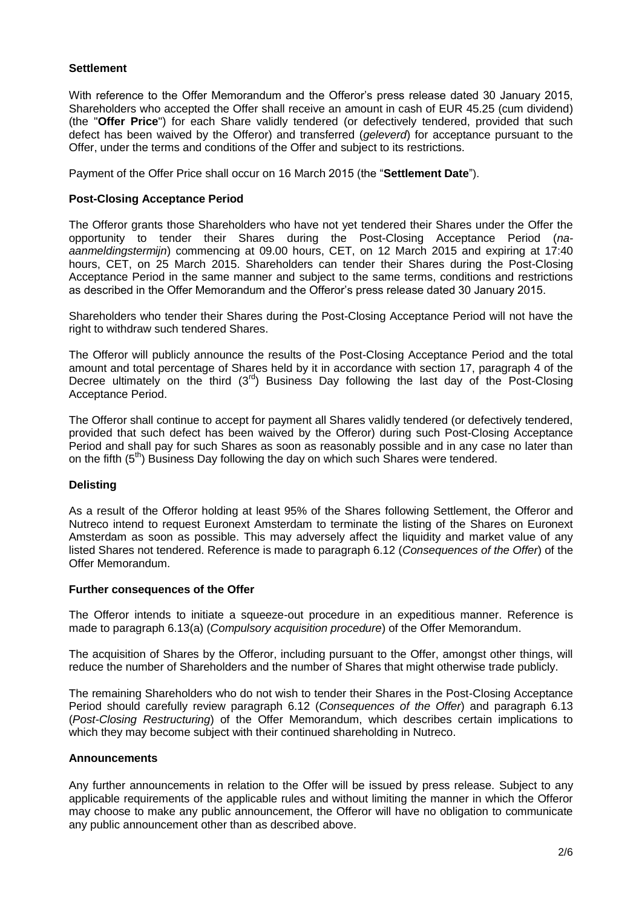**Settlement**

With reference to the Offer Memorandum and the Offeror's press release dated 30 January 2015, Shareholders who accepted the Offer shall receive an amount in cash of EUR 45.25 (cum dividend) (the "**Offer Price**") for each Share validly tendered (or defectively tendered, provided that such defect has been waived by the Offeror) and transferred (*geleverd*) for acceptance pursuant to the Offer, under the terms and conditions of the Offer and subject to its restrictions.

Payment of the Offer Price shall occur on 16 March 2015 (the "**Settlement Date**").

**Post-Closing Acceptance Period**

The Offeror grants those Shareholders who have not yet tendered their Shares under the Offer the opportunity to tender their Shares during the Post-Closing Acceptance Period (*na-aanmeldingstermijn*) commencing at 09.00 hours, CET, on 12 March 2015 and expiring at 17:40 hours, CET, on 25 March 2015. Shareholders can tender their Shares during the Post-Closing Acceptance Period in the same manner and subject to the same terms, conditions and restrictions as described in the Offer Memorandum and the Offeror's press release dated 30 January 2015.

Shareholders who tender their Shares during the Post-Closing Acceptance Period will not have the right to withdraw such tendered Shares.

The Offeror will publicly announce the results of the Post-Closing Acceptance Period and the total amount and total percentage of Shares held by it in accordance with section 17, paragraph 4 of the Decree ultimately on the third (3rd) Business Day following the last day of the Post-Closing Acceptance Period.

The Offeror shall continue to accept for payment all Shares validly tendered (or defectively tendered, provided that such defect has been waived by the Offeror) during such Post-Closing Acceptance Period and shall pay for such Shares as soon as reasonably possible and in any case no later than on the fifth (5th) Business Day following the day on which such Shares were tendered.

**Delisting**

As a result of the Offeror holding at least 95% of the Shares following Settlement, the Offeror and Nutreco intend to request Euronext Amsterdam to terminate the listing of the Shares on Euronext Amsterdam as soon as possible. This may adversely affect the liquidity and market value of any listed Shares not tendered. Reference is made to paragraph 6.12 (*Consequences of the Offer*) of the Offer Memorandum.

**Further consequences of the Offer**

The Offeror intends to initiate a squeeze-out procedure in an expeditious manner. Reference is made to paragraph 6.13(a) (*Compulsory acquisition procedure*) of the Offer Memorandum.

The acquisition of Shares by the Offeror, including pursuant to the Offer, amongst other things, will reduce the number of Shareholders and the number of Shares that might otherwise trade publicly.

The remaining Shareholders who do not wish to tender their Shares in the Post-Closing Acceptance Period should carefully review paragraph 6.12 (*Consequences of the Offer*) and paragraph 6.13 (*Post-Closing Restructuring*) of the Offer Memorandum, which describes certain implications to which they may become subject with their continued shareholding in Nutreco.

**Announcements**

Any further announcements in relation to the Offer will be issued by press release. Subject to any applicable requirements of the applicable rules and without limiting the manner in which the Offeror may choose to make any public announcement, the Offeror will have no obligation to communicate any public announcement other than as described above.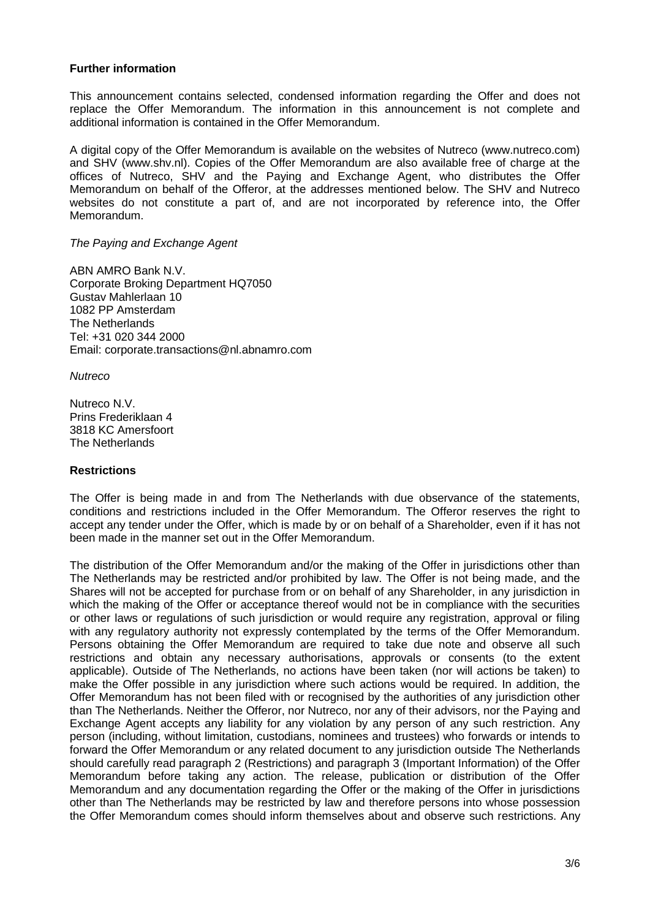## Further information

This announcement contains selected, condensed information regarding the Offer and does not replace the Offer Memorandum. The information in this announcement is not complete and additional information is contained in the Offer Memorandum.

A digital copy of the Offer Memorandum is available on the websites of Nutreco (www.nutreco.com) and SHV (www.shv.nl). Copies of the Offer Memorandum are also available free of charge at the offices of Nutreco, SHV and the Paying and Exchange Agent, who distributes the Offer Memorandum on behalf of the Offeror, at the addresses mentioned below. The SHV and Nutreco websites do not constitute a part of, and are not incorporated by reference into, the Offer Memorandum.

*The Paying and Exchange Agent*

ABN AMRO Bank N.V.  
Corporate Broking Department HQ7050  
Gustav Mahlerlaan 10  
1082 PP Amsterdam  
The Netherlands  
Tel: +31 020 344 2000  
Email: corporate.transactions@nl.abnamro.com

*Nutreco*

Nutreco N.V.  
Prins Frederiklaan 4  
3818 KC Amersfoort  
The Netherlands

## Restrictions

The Offer is being made in and from The Netherlands with due observance of the statements, conditions and restrictions included in the Offer Memorandum. The Offeror reserves the right to accept any tender under the Offer, which is made by or on behalf of a Shareholder, even if it has not been made in the manner set out in the Offer Memorandum.

The distribution of the Offer Memorandum and/or the making of the Offer in jurisdictions other than The Netherlands may be restricted and/or prohibited by law. The Offer is not being made, and the Shares will not be accepted for purchase from or on behalf of any Shareholder, in any jurisdiction in which the making of the Offer or acceptance thereof would not be in compliance with the securities or other laws or regulations of such jurisdiction or would require any registration, approval or filing with any regulatory authority not expressly contemplated by the terms of the Offer Memorandum. Persons obtaining the Offer Memorandum are required to take due note and observe all such restrictions and obtain any necessary authorisations, approvals or consents (to the extent applicable). Outside of The Netherlands, no actions have been taken (nor will actions be taken) to make the Offer possible in any jurisdiction where such actions would be required. In addition, the Offer Memorandum has not been filed with or recognised by the authorities of any jurisdiction other than The Netherlands. Neither the Offeror, nor Nutreco, nor any of their advisors, nor the Paying and Exchange Agent accepts any liability for any violation by any person of any such restriction. Any person (including, without limitation, custodians, nominees and trustees) who forwards or intends to forward the Offer Memorandum or any related document to any jurisdiction outside The Netherlands should carefully read paragraph 2 (Restrictions) and paragraph 3 (Important Information) of the Offer Memorandum before taking any action. The release, publication or distribution of the Offer Memorandum and any documentation regarding the Offer or the making of the Offer in jurisdictions other than The Netherlands may be restricted by law and therefore persons into whose possession the Offer Memorandum comes should inform themselves about and observe such restrictions. Any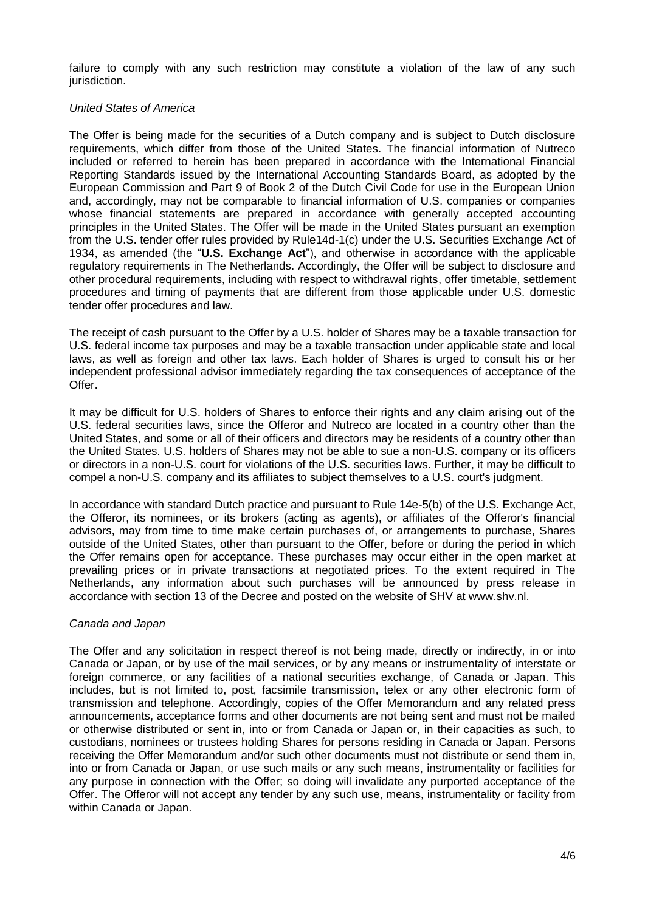failure to comply with any such restriction may constitute a violation of the law of any such jurisdiction.

*United States of America*

The Offer is being made for the securities of a Dutch company and is subject to Dutch disclosure requirements, which differ from those of the United States. The financial information of Nutreco included or referred to herein has been prepared in accordance with the International Financial Reporting Standards issued by the International Accounting Standards Board, as adopted by the European Commission and Part 9 of Book 2 of the Dutch Civil Code for use in the European Union and, accordingly, may not be comparable to financial information of U.S. companies or companies whose financial statements are prepared in accordance with generally accepted accounting principles in the United States. The Offer will be made in the United States pursuant an exemption from the U.S. tender offer rules provided by Rule14d-1(c) under the U.S. Securities Exchange Act of 1934, as amended (the "**U.S. Exchange Act**"), and otherwise in accordance with the applicable regulatory requirements in The Netherlands. Accordingly, the Offer will be subject to disclosure and other procedural requirements, including with respect to withdrawal rights, offer timetable, settlement procedures and timing of payments that are different from those applicable under U.S. domestic tender offer procedures and law.

The receipt of cash pursuant to the Offer by a U.S. holder of Shares may be a taxable transaction for U.S. federal income tax purposes and may be a taxable transaction under applicable state and local laws, as well as foreign and other tax laws. Each holder of Shares is urged to consult his or her independent professional advisor immediately regarding the tax consequences of acceptance of the Offer.

It may be difficult for U.S. holders of Shares to enforce their rights and any claim arising out of the U.S. federal securities laws, since the Offeror and Nutreco are located in a country other than the United States, and some or all of their officers and directors may be residents of a country other than the United States. U.S. holders of Shares may not be able to sue a non-U.S. company or its officers or directors in a non-U.S. court for violations of the U.S. securities laws. Further, it may be difficult to compel a non-U.S. company and its affiliates to subject themselves to a U.S. court's judgment.

In accordance with standard Dutch practice and pursuant to Rule 14e-5(b) of the U.S. Exchange Act, the Offeror, its nominees, or its brokers (acting as agents), or affiliates of the Offeror's financial advisors, may from time to time make certain purchases of, or arrangements to purchase, Shares outside of the United States, other than pursuant to the Offer, before or during the period in which the Offer remains open for acceptance. These purchases may occur either in the open market at prevailing prices or in private transactions at negotiated prices. To the extent required in The Netherlands, any information about such purchases will be announced by press release in accordance with section 13 of the Decree and posted on the website of SHV at www.shv.nl.

*Canada and Japan*

The Offer and any solicitation in respect thereof is not being made, directly or indirectly, in or into Canada or Japan, or by use of the mail services, or by any means or instrumentality of interstate or foreign commerce, or any facilities of a national securities exchange, of Canada or Japan. This includes, but is not limited to, post, facsimile transmission, telex or any other electronic form of transmission and telephone. Accordingly, copies of the Offer Memorandum and any related press announcements, acceptance forms and other documents are not being sent and must not be mailed or otherwise distributed or sent in, into or from Canada or Japan or, in their capacities as such, to custodians, nominees or trustees holding Shares for persons residing in Canada or Japan. Persons receiving the Offer Memorandum and/or such other documents must not distribute or send them in, into or from Canada or Japan, or use such mails or any such means, instrumentality or facilities for any purpose in connection with the Offer; so doing will invalidate any purported acceptance of the Offer. The Offeror will not accept any tender by any such use, means, instrumentality or facility from within Canada or Japan.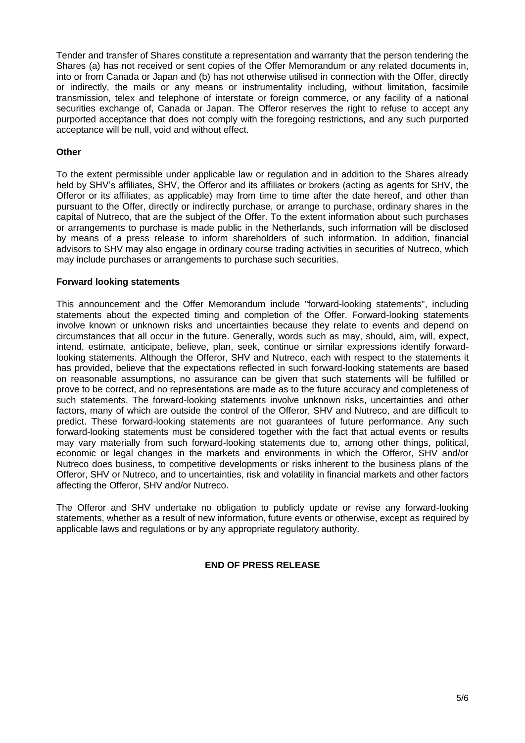Tender and transfer of Shares constitute a representation and warranty that the person tendering the Shares (a) has not received or sent copies of the Offer Memorandum or any related documents in, into or from Canada or Japan and (b) has not otherwise utilised in connection with the Offer, directly or indirectly, the mails or any means or instrumentality including, without limitation, facsimile transmission, telex and telephone of interstate or foreign commerce, or any facility of a national securities exchange of, Canada or Japan. The Offeror reserves the right to refuse to accept any purported acceptance that does not comply with the foregoing restrictions, and any such purported acceptance will be null, void and without effect.

**Other**

To the extent permissible under applicable law or regulation and in addition to the Shares already held by SHV's affiliates, SHV, the Offeror and its affiliates or brokers (acting as agents for SHV, the Offeror or its affiliates, as applicable) may from time to time after the date hereof, and other than pursuant to the Offer, directly or indirectly purchase, or arrange to purchase, ordinary shares in the capital of Nutreco, that are the subject of the Offer. To the extent information about such purchases or arrangements to purchase is made public in the Netherlands, such information will be disclosed by means of a press release to inform shareholders of such information. In addition, financial advisors to SHV may also engage in ordinary course trading activities in securities of Nutreco, which may include purchases or arrangements to purchase such securities.

**Forward looking statements**

This announcement and the Offer Memorandum include "forward-looking statements", including statements about the expected timing and completion of the Offer. Forward-looking statements involve known or unknown risks and uncertainties because they relate to events and depend on circumstances that all occur in the future. Generally, words such as may, should, aim, will, expect, intend, estimate, anticipate, believe, plan, seek, continue or similar expressions identify forward-looking statements. Although the Offeror, SHV and Nutreco, each with respect to the statements it has provided, believe that the expectations reflected in such forward-looking statements are based on reasonable assumptions, no assurance can be given that such statements will be fulfilled or prove to be correct, and no representations are made as to the future accuracy and completeness of such statements. The forward-looking statements involve unknown risks, uncertainties and other factors, many of which are outside the control of the Offeror, SHV and Nutreco, and are difficult to predict. These forward-looking statements are not guarantees of future performance. Any such forward-looking statements must be considered together with the fact that actual events or results may vary materially from such forward-looking statements due to, among other things, political, economic or legal changes in the markets and environments in which the Offeror, SHV and/or Nutreco does business, to competitive developments or risks inherent to the business plans of the Offeror, SHV or Nutreco, and to uncertainties, risk and volatility in financial markets and other factors affecting the Offeror, SHV and/or Nutreco.

The Offeror and SHV undertake no obligation to publicly update or revise any forward-looking statements, whether as a result of new information, future events or otherwise, except as required by applicable laws and regulations or by any appropriate regulatory authority.

**END OF PRESS RELEASE**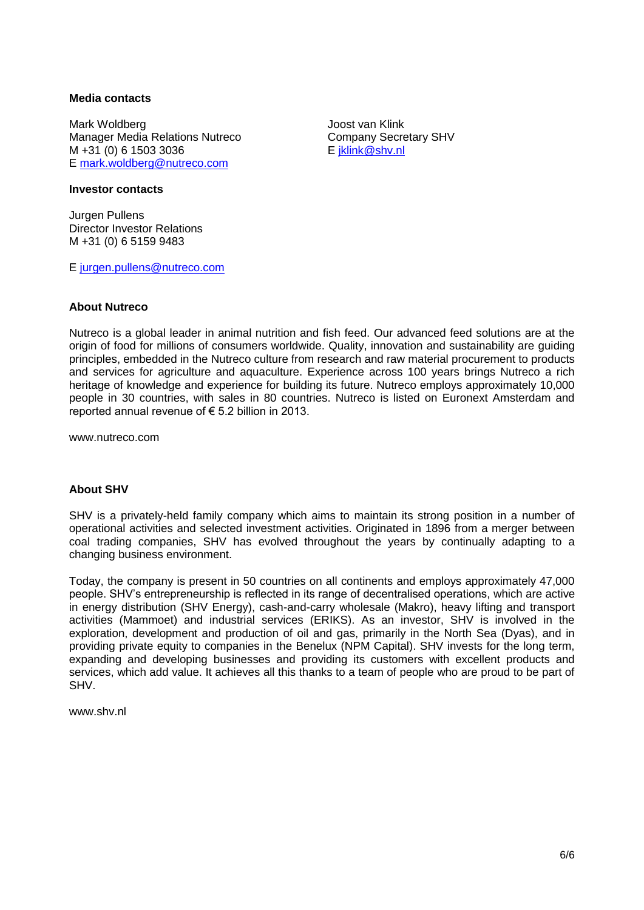**Media contacts**

Mark Woldberg
Manager Media Relations Nutreco
M +31 (0) 6 1503 3036
E mark.woldberg@nutreco.com

Joost van Klink
Company Secretary SHV
E jklink@shv.nl

**Investor contacts**

Jurgen Pullens
Director Investor Relations
M +31 (0) 6 5159 9483

E jurgen.pullens@nutreco.com

**About Nutreco**

Nutreco is a global leader in animal nutrition and fish feed. Our advanced feed solutions are at the origin of food for millions of consumers worldwide. Quality, innovation and sustainability are guiding principles, embedded in the Nutreco culture from research and raw material procurement to products and services for agriculture and aquaculture. Experience across 100 years brings Nutreco a rich heritage of knowledge and experience for building its future. Nutreco employs approximately 10,000 people in 30 countries, with sales in 80 countries. Nutreco is listed on Euronext Amsterdam and reported annual revenue of € 5.2 billion in 2013.

www.nutreco.com

**About SHV**

SHV is a privately-held family company which aims to maintain its strong position in a number of operational activities and selected investment activities. Originated in 1896 from a merger between coal trading companies, SHV has evolved throughout the years by continually adapting to a changing business environment.

Today, the company is present in 50 countries on all continents and employs approximately 47,000 people. SHV's entrepreneurship is reflected in its range of decentralised operations, which are active in energy distribution (SHV Energy), cash-and-carry wholesale (Makro), heavy lifting and transport activities (Mammoet) and industrial services (ERIKS). As an investor, SHV is involved in the exploration, development and production of oil and gas, primarily in the North Sea (Dyas), and in providing private equity to companies in the Benelux (NPM Capital). SHV invests for the long term, expanding and developing businesses and providing its customers with excellent products and services, which add value. It achieves all this thanks to a team of people who are proud to be part of SHV.

www.shv.nl